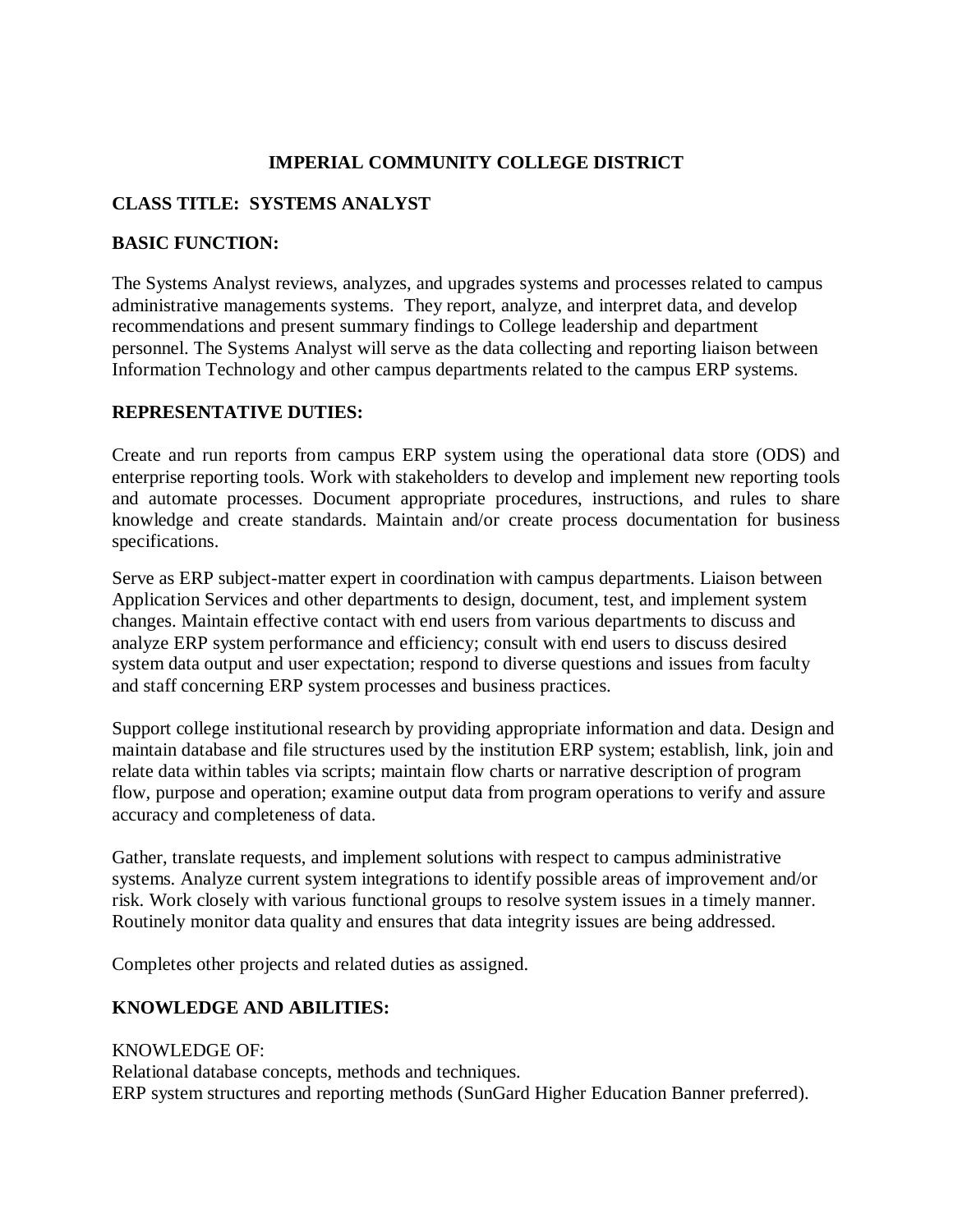# IMPERIAL COMMUNITY COLLEGE DISTRICT

## CLASS TITLE: SYSTEMS ANALYST

## BASIC FUNCTION:

The Systems Analyst reviews, analyzes, and upgrades systems and processes related to campus administrative managements systems. They report, analyze, and interpret data, and develop recommendations and present summary findings to College leadership and department personnel. The Systems Analyst will serve as the data collecting and reporting liaison between Information Technology and other campus departments related to the campus ERP systems.

## REPRESENTATIVE DUTIES:

Create and run reports from campus ERP system using the operational data store (ODS) and enterprise reporting tools. Work with stakeholders to develop and implement new reporting tools and automate processes. Document appropriate procedures, instructions, and rules to share knowledge and create standards. Maintain and/or create process documentation for business specifications.

Serve as ERP subject-matter expert in coordination with campus departments. Liaison between Application Services and other departments to design, document, test, and implement system changes. Maintain effective contact with end users from various departments to discuss and analyze ERP system performance and efficiency; consult with end users to discuss desired system data output and user expectation; respond to diverse questions and issues from faculty and staff concerning ERP system processes and business practices.

Support college institutional research by providing appropriate information and data. Design and maintain database and file structures used by the institution ERP system; establish, link, join and relate data within tables via scripts; maintain flow charts or narrative description of program flow, purpose and operation; examine output data from program operations to verify and assure accuracy and completeness of data.

Gather, translate requests, and implement solutions with respect to campus administrative systems. Analyze current system integrations to identify possible areas of improvement and/or risk. Work closely with various functional groups to resolve system issues in a timely manner. Routinely monitor data quality and ensures that data integrity issues are being addressed.

Completes other projects and related duties as assigned.

## KNOWLEDGE AND ABILITIES:

KNOWLEDGE OF:
Relational database concepts, methods and techniques.
ERP system structures and reporting methods (SunGard Higher Education Banner preferred).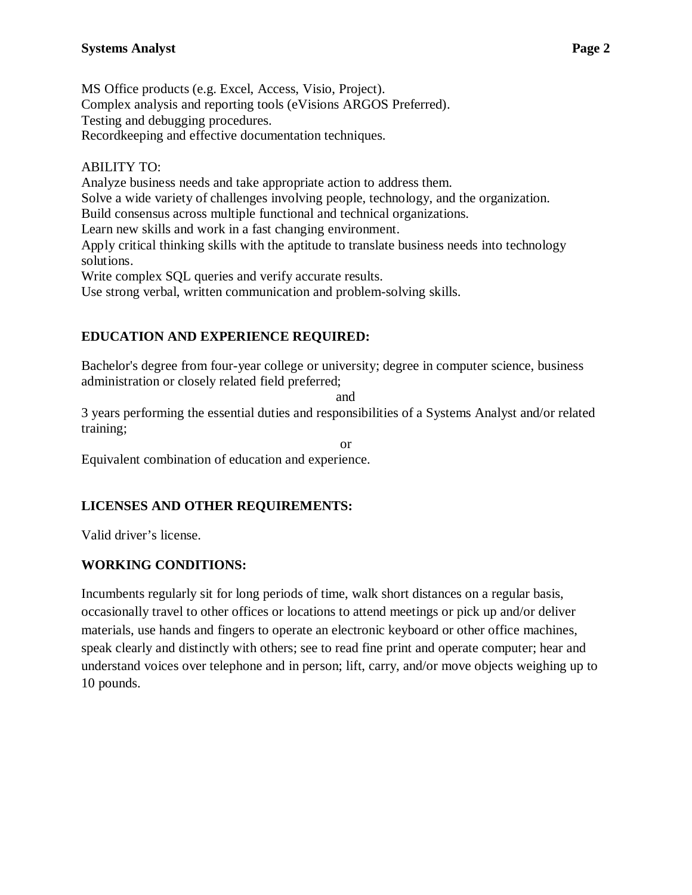MS Office products (e.g. Excel, Access, Visio, Project).
Complex analysis and reporting tools (eVisions ARGOS Preferred).
Testing and debugging procedures.
Recordkeeping and effective documentation techniques.

ABILITY TO:
Analyze business needs and take appropriate action to address them.
Solve a wide variety of challenges involving people, technology, and the organization.
Build consensus across multiple functional and technical organizations.
Learn new skills and work in a fast changing environment.
Apply critical thinking skills with the aptitude to translate business needs into technology solutions.
Write complex SQL queries and verify accurate results.
Use strong verbal, written communication and problem-solving skills.

**EDUCATION AND EXPERIENCE REQUIRED:**

Bachelor's degree from four-year college or university; degree in computer science, business administration or closely related field preferred;

and

3 years performing the essential duties and responsibilities of a Systems Analyst and/or related training;

or

Equivalent combination of education and experience.

**LICENSES AND OTHER REQUIREMENTS:**

Valid driver's license.

**WORKING CONDITIONS:**

Incumbents regularly sit for long periods of time, walk short distances on a regular basis, occasionally travel to other offices or locations to attend meetings or pick up and/or deliver materials, use hands and fingers to operate an electronic keyboard or other office machines, speak clearly and distinctly with others; see to read fine print and operate computer; hear and understand voices over telephone and in person; lift, carry, and/or move objects weighing up to 10 pounds.